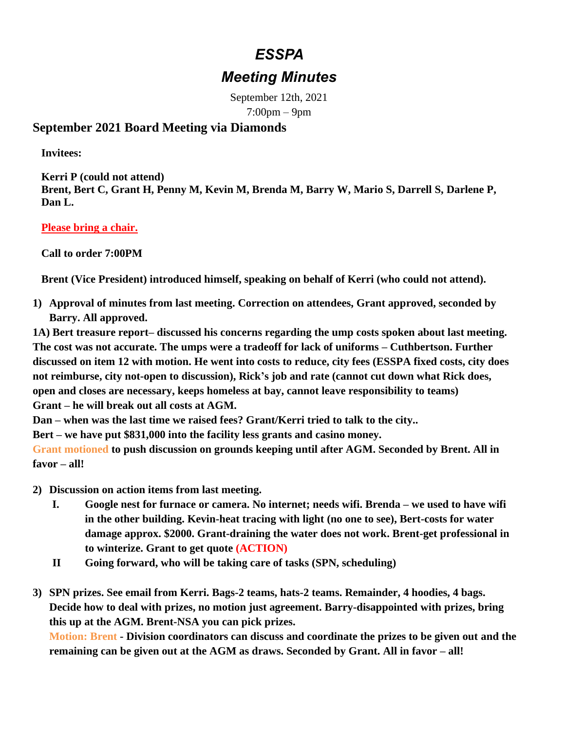# *ESSPA*

## *Meeting Minutes*

September 12th, 2021

7:00pm – 9pm

### September 2021 Board Meeting via Diamonds

**Invitees:**

**Kerri P (could not attend)**
**Brent, Bert C, Grant H, Penny M, Kevin M, Brenda M, Barry W, Mario S, Darrell S, Darlene P, Dan L.**

**Please bring a chair.**

**Call to order 7:00PM**

**Brent (Vice President) introduced himself, speaking on behalf of Kerri (who could not attend).**

1) **Approval of minutes from last meeting. Correction on attendees, Grant approved, seconded by Barry. All approved.**

**1A) Bert treasure report– discussed his concerns regarding the ump costs spoken about last meeting. The cost was not accurate. The umps were a tradeoff for lack of uniforms – Cuthbertson. Further discussed on item 12 with motion. He went into costs to reduce, city fees (ESSPA fixed costs, city does not reimburse, city not-open to discussion), Rick's job and rate (cannot cut down what Rick does, open and closes are necessary, keeps homeless at bay, cannot leave responsibility to teams)**
**Grant – he will break out all costs at AGM.**
**Dan – when was the last time we raised fees? Grant/Kerri tried to talk to the city..**
**Bert – we have put $831,000 into the facility less grants and casino money.**
**Grant motioned to push discussion on grounds keeping until after AGM. Seconded by Brent. All in favor – all!**

2) **Discussion on action items from last meeting.**
   I. **Google nest for furnace or camera. No internet; needs wifi. Brenda – we used to have wifi in the other building. Kevin-heat tracing with light (no one to see), Bert-costs for water damage approx. $2000. Grant-draining the water does not work. Brent-get professional in to winterize. Grant to get quote (ACTION)**
   II **Going forward, who will be taking care of tasks (SPN, scheduling)**

3) **SPN prizes. See email from Kerri. Bags-2 teams, hats-2 teams. Remainder, 4 hoodies, 4 bags. Decide how to deal with prizes, no motion just agreement. Barry-disappointed with prizes, bring this up at the AGM. Brent-NSA you can pick prizes.**
   **Motion: Brent - Division coordinators can discuss and coordinate the prizes to be given out and the remaining can be given out at the AGM as draws. Seconded by Grant. All in favor – all!**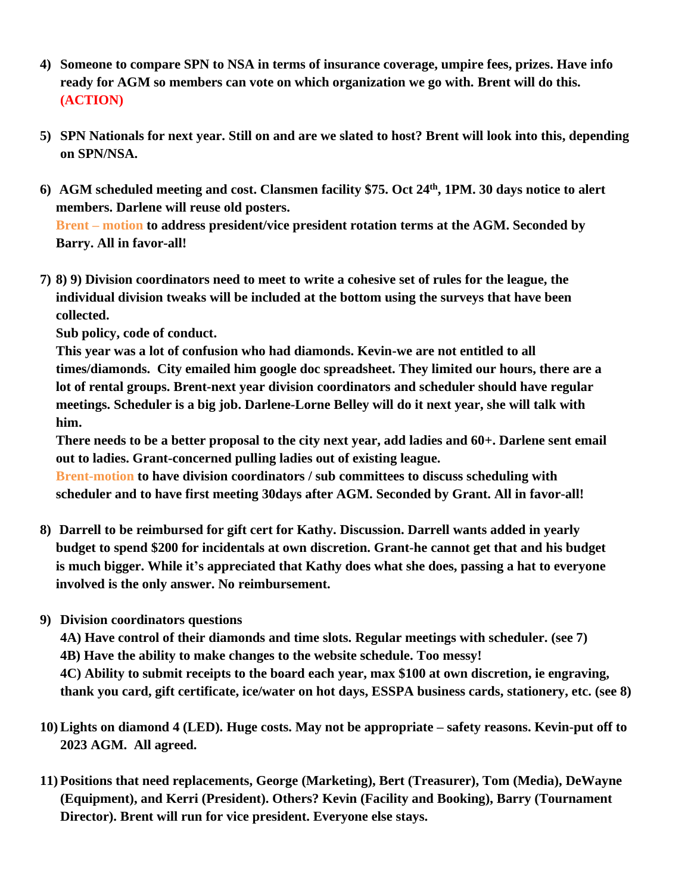4) **Someone to compare SPN to NSA in terms of insurance coverage, umpire fees, prizes. Have info ready for AGM so members can vote on which organization we go with. Brent will do this. (ACTION)**

5) **SPN Nationals for next year. Still on and are we slated to host? Brent will look into this, depending on SPN/NSA.**

6) **AGM scheduled meeting and cost. Clansmen facility $75. Oct 24th, 1PM. 30 days notice to alert members. Darlene will reuse old posters.**
   **Brent – motion to address president/vice president rotation terms at the AGM. Seconded by Barry. All in favor-all!**

7) **8) 9) Division coordinators need to meet to write a cohesive set of rules for the league, the individual division tweaks will be included at the bottom using the surveys that have been collected.**
   **Sub policy, code of conduct.**
   **This year was a lot of confusion who had diamonds. Kevin-we are not entitled to all times/diamonds. City emailed him google doc spreadsheet. They limited our hours, there are a lot of rental groups. Brent-next year division coordinators and scheduler should have regular meetings. Scheduler is a big job. Darlene-Lorne Belley will do it next year, she will talk with him.**
   **There needs to be a better proposal to the city next year, add ladies and 60+. Darlene sent email out to ladies. Grant-concerned pulling ladies out of existing league.**
   **Brent-motion to have division coordinators / sub committees to discuss scheduling with scheduler and to have first meeting 30days after AGM. Seconded by Grant. All in favor-all!**

8) **Darrell to be reimbursed for gift cert for Kathy. Discussion. Darrell wants added in yearly budget to spend $200 for incidentals at own discretion. Grant-he cannot get that and his budget is much bigger. While it's appreciated that Kathy does what she does, passing a hat to everyone involved is the only answer. No reimbursement.**

9) **Division coordinators questions**
   **4A) Have control of their diamonds and time slots. Regular meetings with scheduler. (see 7)**
   **4B) Have the ability to make changes to the website schedule. Too messy!**
   **4C) Ability to submit receipts to the board each year, max $100 at own discretion, ie engraving, thank you card, gift certificate, ice/water on hot days, ESSPA business cards, stationery, etc. (see 8)**

10) **Lights on diamond 4 (LED). Huge costs. May not be appropriate – safety reasons. Kevin-put off to 2023 AGM. All agreed.**

11) **Positions that need replacements, George (Marketing), Bert (Treasurer), Tom (Media), DeWayne (Equipment), and Kerri (President). Others? Kevin (Facility and Booking), Barry (Tournament Director). Brent will run for vice president. Everyone else stays.**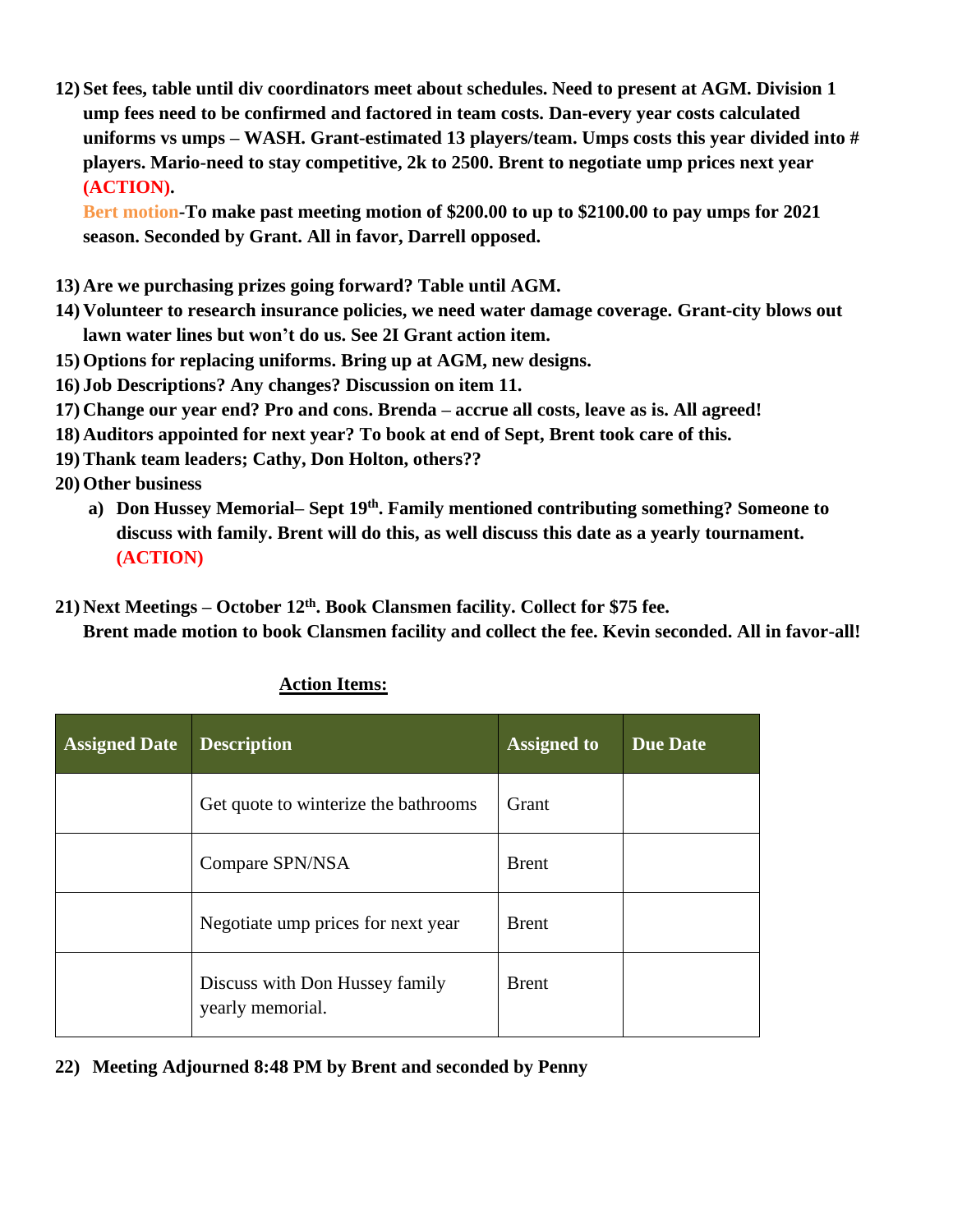12) **Set fees, table until div coordinators meet about schedules. Need to present at AGM. Division 1 ump fees need to be confirmed and factored in team costs. Dan-every year costs calculated uniforms vs umps – WASH. Grant-estimated 13 players/team. Umps costs this year divided into # players. Mario-need to stay competitive, 2k to 2500. Brent to negotiate ump prices next year (ACTION).**

    **Bert motion-To make past meeting motion of $200.00 to up to $2100.00 to pay umps for 2021 season. Seconded by Grant. All in favor, Darrell opposed.**

13) **Are we purchasing prizes going forward? Table until AGM.**
14) **Volunteer to research insurance policies, we need water damage coverage. Grant-city blows out lawn water lines but won't do us. See 2I Grant action item.**
15) **Options for replacing uniforms. Bring up at AGM, new designs.**
16) **Job Descriptions? Any changes? Discussion on item 11.**
17) **Change our year end? Pro and cons. Brenda – accrue all costs, leave as is. All agreed!**
18) **Auditors appointed for next year? To book at end of Sept, Brent took care of this.**
19) **Thank team leaders; Cathy, Don Holton, others??**
20) **Other business**
    a) **Don Hussey Memorial– Sept 19th. Family mentioned contributing something? Someone to discuss with family. Brent will do this, as well discuss this date as a yearly tournament. (ACTION)**

21) **Next Meetings – October 12th. Book Clansmen facility. Collect for $75 fee.**
    **Brent made motion to book Clansmen facility and collect the fee. Kevin seconded. All in favor-all!**

**Action Items:**

| Assigned Date | Description | Assigned to | Due Date |
|---|---|---|---|
| | Get quote to winterize the bathrooms | Grant | |
| | Compare SPN/NSA | Brent | |
| | Negotiate ump prices for next year | Brent | |
| | Discuss with Don Hussey family yearly memorial. | Brent | |

22) **Meeting Adjourned 8:48 PM by Brent and seconded by Penny**